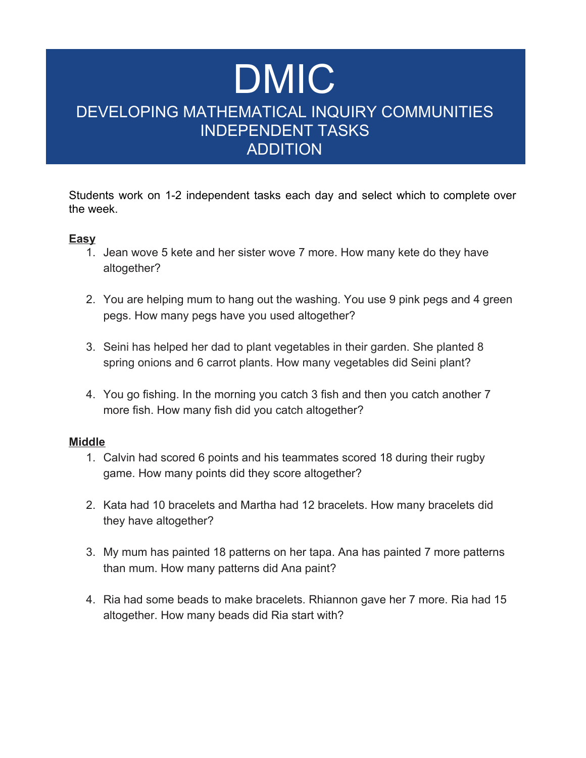# DMIC

## DEVELOPING MATHEMATICAL INQUIRY COMMUNITIES
## INDEPENDENT TASKS
## ADDITION

Students work on 1-2 independent tasks each day and select which to complete over the week.

**Easy**

1. Jean wove 5 kete and her sister wove 7 more. How many kete do they have altogether?

2. You are helping mum to hang out the washing. You use 9 pink pegs and 4 green pegs. How many pegs have you used altogether?

3. Seini has helped her dad to plant vegetables in their garden. She planted 8 spring onions and 6 carrot plants. How many vegetables did Seini plant?

4. You go fishing. In the morning you catch 3 fish and then you catch another 7 more fish. How many fish did you catch altogether?

**Middle**

1. Calvin had scored 6 points and his teammates scored 18 during their rugby game. How many points did they score altogether?

2. Kata had 10 bracelets and Martha had 12 bracelets. How many bracelets did they have altogether?

3. My mum has painted 18 patterns on her tapa. Ana has painted 7 more patterns than mum. How many patterns did Ana paint?

4. Ria had some beads to make bracelets. Rhiannon gave her 7 more. Ria had 15 altogether. How many beads did Ria start with?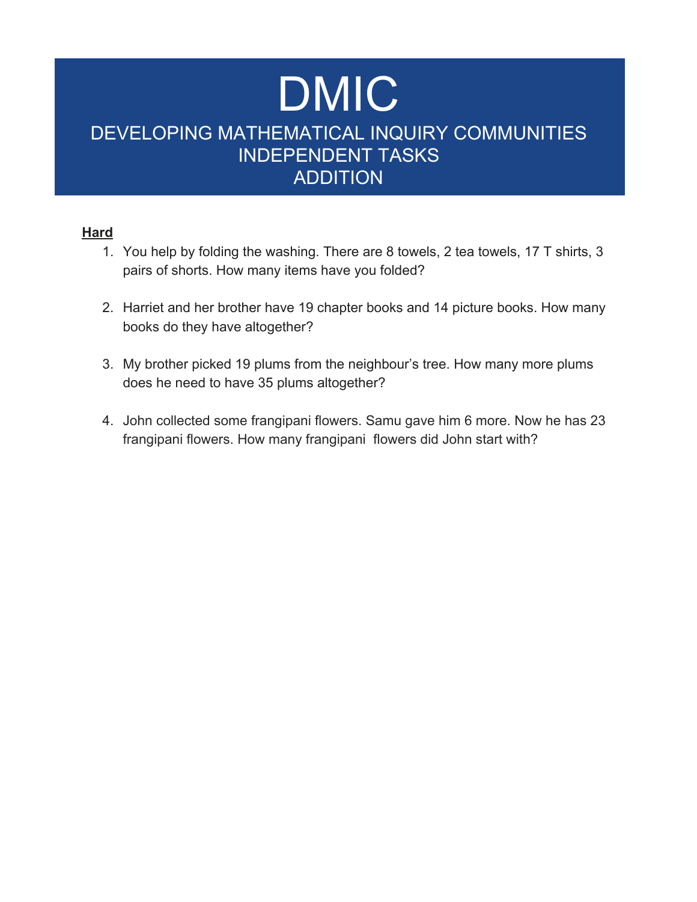# DMIC

## DEVELOPING MATHEMATICAL INQUIRY COMMUNITIES
## INDEPENDENT TASKS
## ADDITION

**Hard**

1. You help by folding the washing. There are 8 towels, 2 tea towels, 17 T shirts, 3 pairs of shorts. How many items have you folded?

2. Harriet and her brother have 19 chapter books and 14 picture books. How many books do they have altogether?

3. My brother picked 19 plums from the neighbour's tree. How many more plums does he need to have 35 plums altogether?

4. John collected some frangipani flowers. Samu gave him 6 more. Now he has 23 frangipani flowers. How many frangipani flowers did John start with?